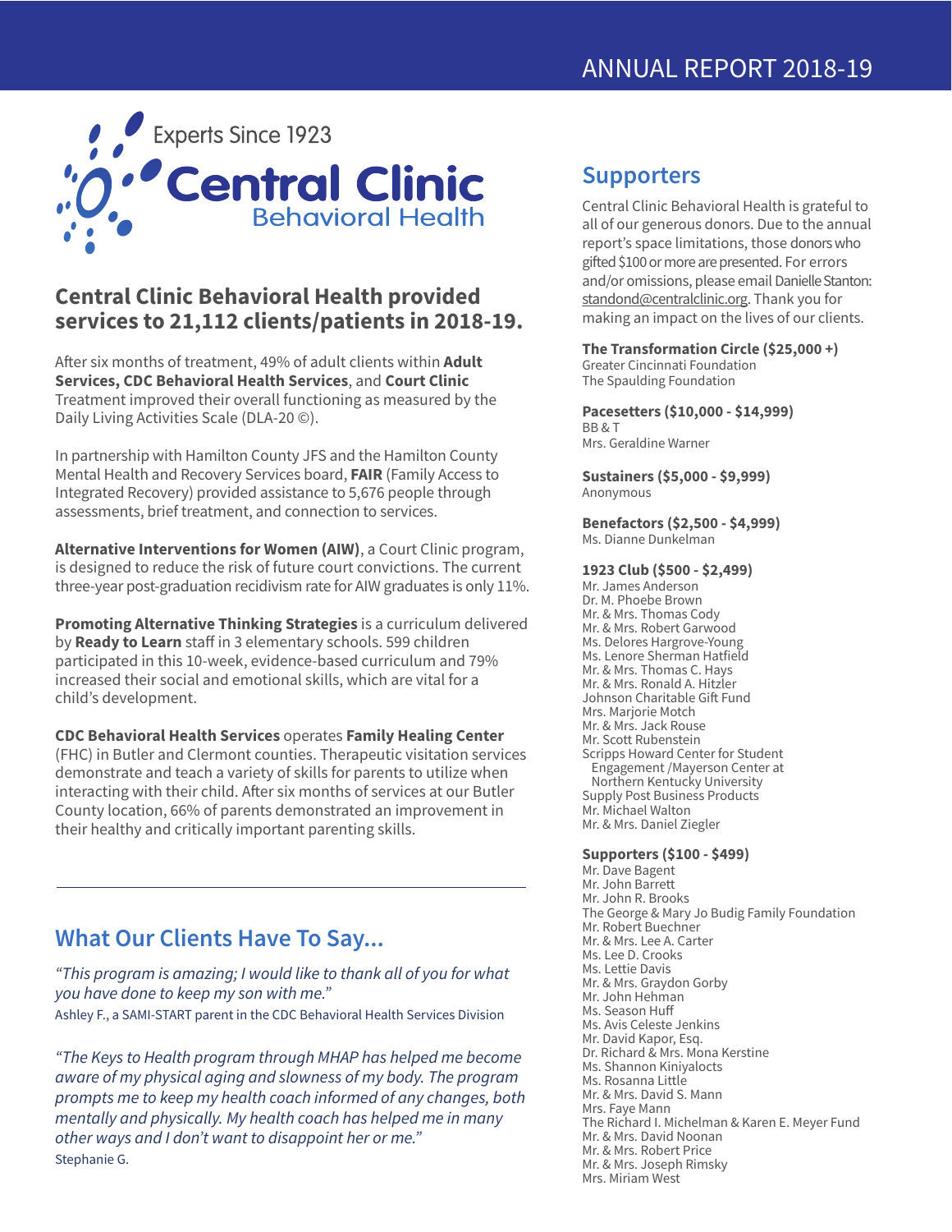ANNUAL REPORT 2018-19

Experts Since 1923

# Central Clinic Behavioral Health

## Central Clinic Behavioral Health provided services to 21,112 clients/patients in 2018-19.

After six months of treatment, 49% of adult clients within **Adult Services, CDC Behavioral Health Services**, and **Court Clinic** Treatment improved their overall functioning as measured by the Daily Living Activities Scale (DLA-20 ©).

In partnership with Hamilton County JFS and the Hamilton County Mental Health and Recovery Services board, **FAIR** (Family Access to Integrated Recovery) provided assistance to 5,676 people through assessments, brief treatment, and connection to services.

**Alternative Interventions for Women (AIW)**, a Court Clinic program, is designed to reduce the risk of future court convictions. The current three-year post-graduation recidivism rate for AIW graduates is only 11%.

**Promoting Alternative Thinking Strategies** is a curriculum delivered by **Ready to Learn** staff in 3 elementary schools. 599 children participated in this 10-week, evidence-based curriculum and 79% increased their social and emotional skills, which are vital for a child's development.

**CDC Behavioral Health Services** operates **Family Healing Center** (FHC) in Butler and Clermont counties. Therapeutic visitation services demonstrate and teach a variety of skills for parents to utilize when interacting with their child. After six months of services at our Butler County location, 66% of parents demonstrated an improvement in their healthy and critically important parenting skills.

## What Our Clients Have To Say...

*"This program is amazing; I would like to thank all of you for what you have done to keep my son with me."*
Ashley F., a SAMI-START parent in the CDC Behavioral Health Services Division

*"The Keys to Health program through MHAP has helped me become aware of my physical aging and slowness of my body. The program prompts me to keep my health coach informed of any changes, both mentally and physically. My health coach has helped me in many other ways and I don't want to disappoint her or me."*
Stephanie G.

## Supporters

Central Clinic Behavioral Health is grateful to all of our generous donors. Due to the annual report's space limitations, those donors who gifted $100 or more are presented. For errors and/or omissions, please email Danielle Stanton: standond@centralclinic.org. Thank you for making an impact on the lives of our clients.

**The Transformation Circle ($25,000 +)**
Greater Cincinnati Foundation
The Spaulding Foundation

**Pacesetters ($10,000 - $14,999)**
BB & T
Mrs. Geraldine Warner

**Sustainers ($5,000 - $9,999)**
Anonymous

**Benefactors ($2,500 - $4,999)**
Ms. Dianne Dunkelman

**1923 Club ($500 - $2,499)**
Mr. James Anderson
Dr. M. Phoebe Brown
Mr. & Mrs. Thomas Cody
Mr. & Mrs. Robert Garwood
Ms. Delores Hargrove-Young
Ms. Lenore Sherman Hatfield
Mr. & Mrs. Thomas C. Hays
Mr. & Mrs. Ronald A. Hitzler
Johnson Charitable Gift Fund
Mrs. Marjorie Motch
Mr. & Mrs. Jack Rouse
Mr. Scott Rubenstein
Scripps Howard Center for Student Engagement /Mayerson Center at Northern Kentucky University
Supply Post Business Products
Mr. Michael Walton
Mr. & Mrs. Daniel Ziegler

**Supporters ($100 - $499)**
Mr. Dave Bagent
Mr. John Barrett
Mr. John R. Brooks
The George & Mary Jo Budig Family Foundation
Mr. Robert Buechner
Mr. & Mrs. Lee A. Carter
Ms. Lee D. Crooks
Ms. Lettie Davis
Mr. & Mrs. Graydon Gorby
Mr. John Hehman
Ms. Season Huff
Ms. Avis Celeste Jenkins
Mr. David Kapor, Esq.
Dr. Richard & Mrs. Mona Kerstine
Ms. Shannon Kiniyalocts
Ms. Rosanna Little
Mr. & Mrs. David S. Mann
Mrs. Faye Mann
The Richard I. Michelman & Karen E. Meyer Fund
Mr. & Mrs. David Noonan
Mr. & Mrs. Robert Price
Mr. & Mrs. Joseph Rimsky
Mrs. Miriam West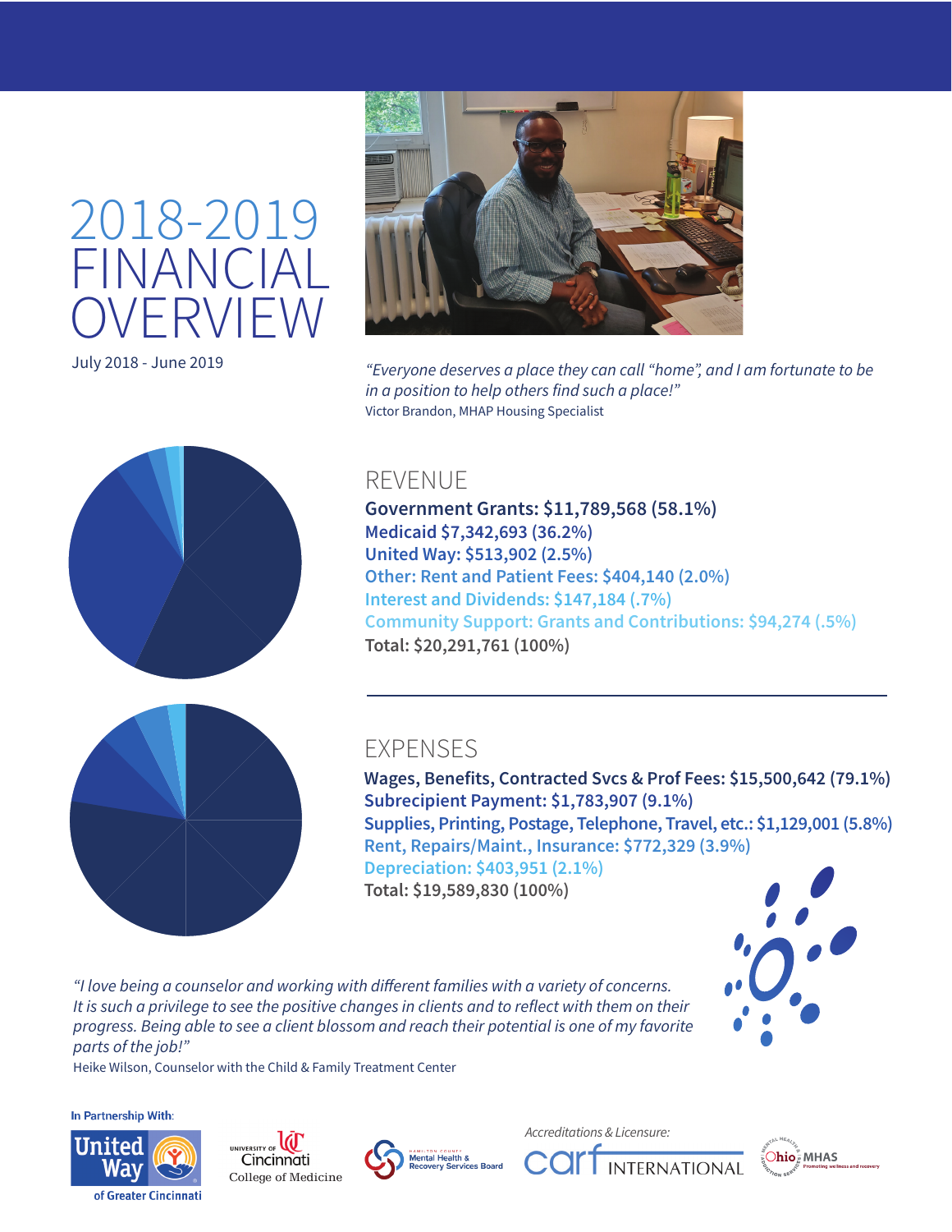# 2018-2019 FINANCIAL OVERVIEW

July 2018 - June 2019

*"Everyone deserves a place they can call "home", and I am fortunate to be in a position to help others find such a place!"*
Victor Brandon, MHAP Housing Specialist

## REVENUE

**Government Grants: $11,789,568 (58.1%)**
Medicaid $7,342,693 (36.2%)
United Way: $513,902 (2.5%)
Other: Rent and Patient Fees: $404,140 (2.0%)
Interest and Dividends: $147,184 (.7%)
Community Support: Grants and Contributions: $94,274 (.5%)
Total: $20,291,761 (100%)

## EXPENSES

**Wages, Benefits, Contracted Svcs & Prof Fees: $15,500,642 (79.1%)**
Subrecipient Payment: $1,783,907 (9.1%)
Supplies, Printing, Postage, Telephone, Travel, etc.: $1,129,001 (5.8%)
Rent, Repairs/Maint., Insurance: $772,329 (3.9%)
Depreciation: $403,951 (2.1%)
Total: $19,589,830 (100%)

*"I love being a counselor and working with different families with a variety of concerns. It is such a privilege to see the positive changes in clients and to reflect with them on their progress. Being able to see a client blossom and reach their potential is one of my favorite parts of the job!"*
Heike Wilson, Counselor with the Child & Family Treatment Center

In Partnership With:

United Way of Greater Cincinnati

University of Cincinnati College of Medicine

Hamilton County Mental Health & Recovery Services Board

Accreditations & Licensure:

CARF INTERNATIONAL

Ohio MHAS Promoting wellness and recovery